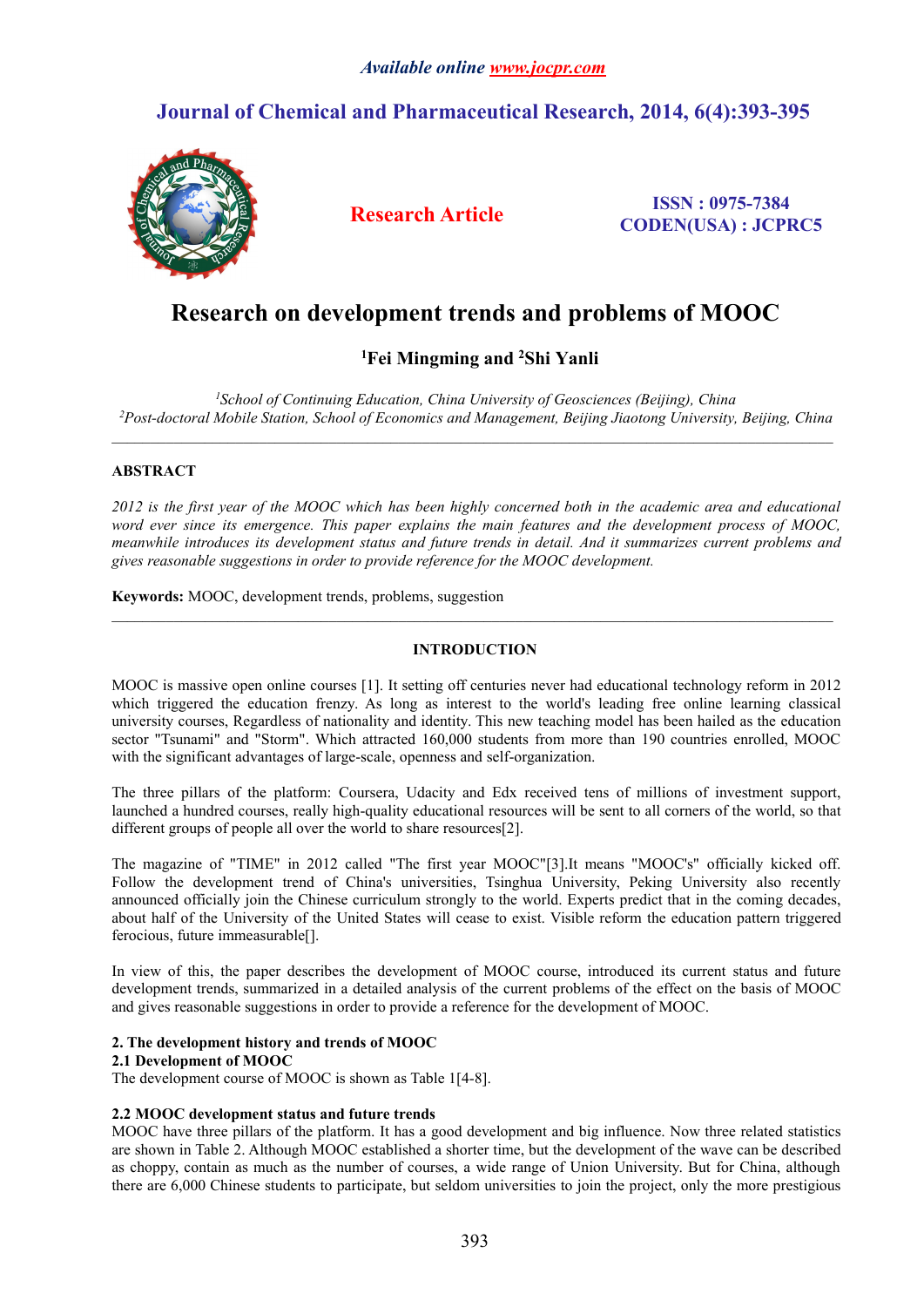# Research on development trends and problems of MOOC

**[1]Fei Mingming and [2]Shi Yanli**

*[1]School of Continuing Education, China University of Geosciences (Beijing), China*
*[2]Post-doctoral Mobile Station, School of Economics and Management, Beijing Jiaotong University, Beijing, China*

---

## ABSTRACT

*2012 is the first year of the MOOC which has been highly concerned both in the academic area and educational word ever since its emergence. This paper explains the main features and the development process of MOOC, meanwhile introduces its development status and future trends in detail. And it summarizes current problems and gives reasonable suggestions in order to provide reference for the MOOC development.*

**Keywords:** MOOC, development trends, problems, suggestion

---

## INTRODUCTION

MOOC is massive open online courses [1]. It setting off centuries never had educational technology reform in 2012 which triggered the education frenzy. As long as interest to the world's leading free online learning classical university courses, Regardless of nationality and identity. This new teaching model has been hailed as the education sector "Tsunami" and "Storm". Which attracted 160,000 students from more than 190 countries enrolled, MOOC with the significant advantages of large-scale, openness and self-organization.

The three pillars of the platform: Coursera, Udacity and Edx received tens of millions of investment support, launched a hundred courses, really high-quality educational resources will be sent to all corners of the world, so that different groups of people all over the world to share resources[2].

The magazine of "TIME" in 2012 called "The first year MOOC"[3].It means "MOOC's" officially kicked off. Follow the development trend of China's universities, Tsinghua University, Peking University also recently announced officially join the Chinese curriculum strongly to the world. Experts predict that in the coming decades, about half of the University of the United States will cease to exist. Visible reform the education pattern triggered ferocious, future immeasurable[].

In view of this, the paper describes the development of MOOC course, introduced its current status and future development trends, summarized in a detailed analysis of the current problems of the effect on the basis of MOOC and gives reasonable suggestions in order to provide a reference for the development of MOOC.

## 2. The development history and trends of MOOC

### 2.1 Development of MOOC

The development course of MOOC is shown as Table 1[4-8].

### 2.2 MOOC development status and future trends

MOOC have three pillars of the platform. It has a good development and big influence. Now three related statistics are shown in Table 2. Although MOOC established a shorter time, but the development of the wave can be described as choppy, contain as much as the number of courses, a wide range of Union University. But for China, although there are 6,000 Chinese students to participate, but seldom universities to join the project, only the more prestigious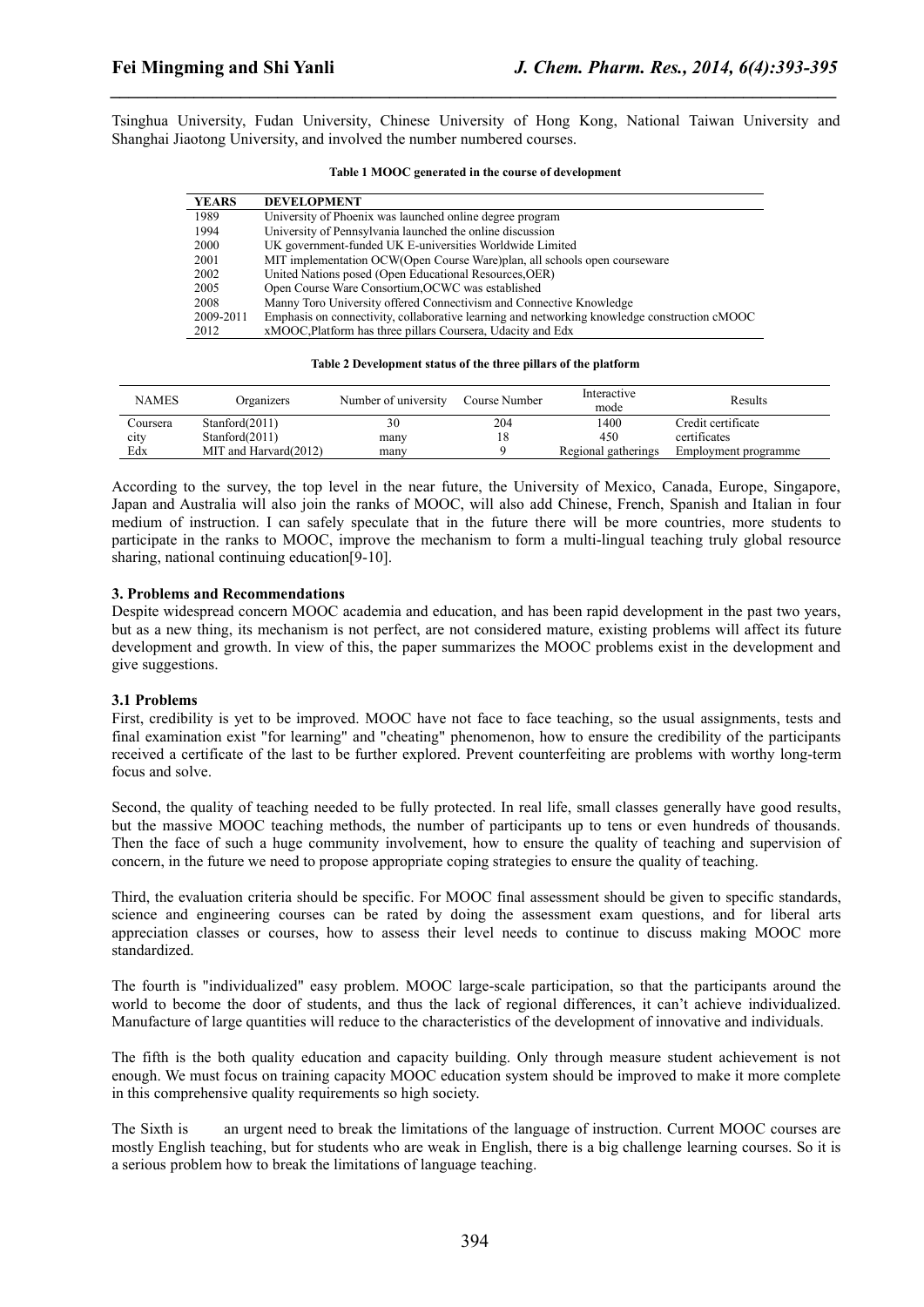Tsinghua University, Fudan University, Chinese University of Hong Kong, National Taiwan University and Shanghai Jiaotong University, and involved the number numbered courses.

**Table 1 MOOC generated in the course of development**

| YEARS | DEVELOPMENT |
|---|---|
| 1989 | University of Phoenix was launched online degree program |
| 1994 | University of Pennsylvania launched the online discussion |
| 2000 | UK government-funded UK E-universities Worldwide Limited |
| 2001 | MIT implementation OCW(Open Course Ware)plan, all schools open courseware |
| 2002 | United Nations posed (Open Educational Resources,OER) |
| 2005 | Open Course Ware Consortium,OCWC was established |
| 2008 | Manny Toro University offered Connectivism and Connective Knowledge |
| 2009-2011 | Emphasis on connectivity, collaborative learning and networking knowledge construction cMOOC |
| 2012 | xMOOC,Platform has three pillars Coursera, Udacity and Edx |

**Table 2 Development status of the three pillars of the platform**

| NAMES | Organizers | Number of university | Course Number | Interactive mode | Results |
|---|---|---|---|---|---|
| Coursera | Stanford(2011) | 30 | 204 | 1400 | Credit certificate |
| city | Stanford(2011) | many | 18 | 450 | certificates |
| Edx | MIT and Harvard(2012) | many | 9 | Regional gatherings | Employment programme |

According to the survey, the top level in the near future, the University of Mexico, Canada, Europe, Singapore, Japan and Australia will also join the ranks of MOOC, will also add Chinese, French, Spanish and Italian in four medium of instruction. I can safely speculate that in the future there will be more countries, more students to participate in the ranks to MOOC, improve the mechanism to form a multi-lingual teaching truly global resource sharing, national continuing education[9-10].

### 3. Problems and Recommendations

Despite widespread concern MOOC academia and education, and has been rapid development in the past two years, but as a new thing, its mechanism is not perfect, are not considered mature, existing problems will affect its future development and growth. In view of this, the paper summarizes the MOOC problems exist in the development and give suggestions.

#### 3.1 Problems

First, credibility is yet to be improved. MOOC have not face to face teaching, so the usual assignments, tests and final examination exist "for learning" and "cheating" phenomenon, how to ensure the credibility of the participants received a certificate of the last to be further explored. Prevent counterfeiting are problems with worthy long-term focus and solve.

Second, the quality of teaching needed to be fully protected. In real life, small classes generally have good results, but the massive MOOC teaching methods, the number of participants up to tens or even hundreds of thousands. Then the face of such a huge community involvement, how to ensure the quality of teaching and supervision of concern, in the future we need to propose appropriate coping strategies to ensure the quality of teaching.

Third, the evaluation criteria should be specific. For MOOC final assessment should be given to specific standards, science and engineering courses can be rated by doing the assessment exam questions, and for liberal arts appreciation classes or courses, how to assess their level needs to continue to discuss making MOOC more standardized.

The fourth is "individualized" easy problem. MOOC large-scale participation, so that the participants around the world to become the door of students, and thus the lack of regional differences, it can't achieve individualized. Manufacture of large quantities will reduce to the characteristics of the development of innovative and individuals.

The fifth is the both quality education and capacity building. Only through measure student achievement is not enough. We must focus on training capacity MOOC education system should be improved to make it more complete in this comprehensive quality requirements so high society.

The Sixth is an urgent need to break the limitations of the language of instruction. Current MOOC courses are mostly English teaching, but for students who are weak in English, there is a big challenge learning courses. So it is a serious problem how to break the limitations of language teaching.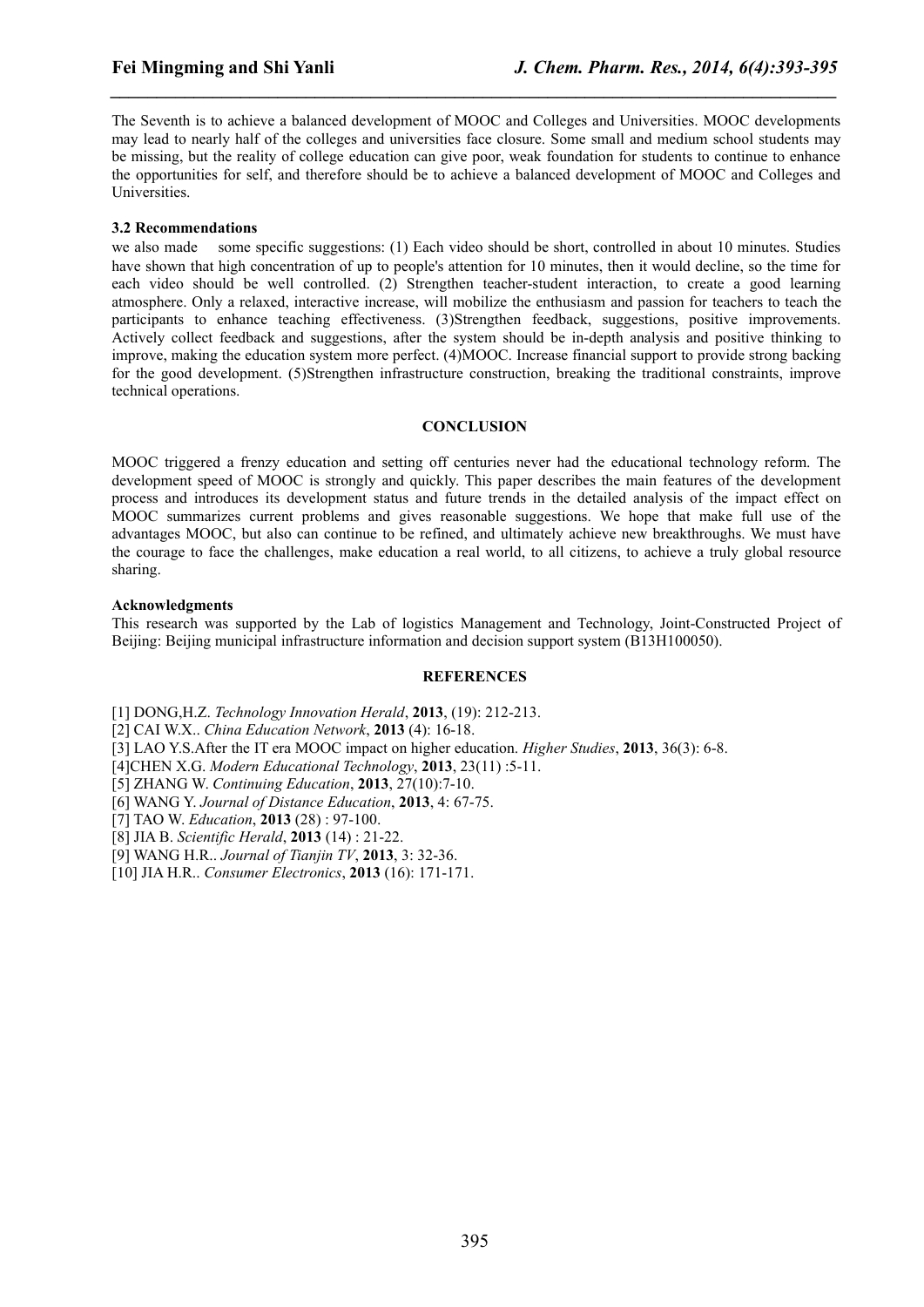The Seventh is to achieve a balanced development of MOOC and Colleges and Universities. MOOC developments may lead to nearly half of the colleges and universities face closure. Some small and medium school students may be missing, but the reality of college education can give poor, weak foundation for students to continue to enhance the opportunities for self, and therefore should be to achieve a balanced development of MOOC and Colleges and Universities.

### 3.2 Recommendations

we also made some specific suggestions: (1) Each video should be short, controlled in about 10 minutes. Studies have shown that high concentration of up to people's attention for 10 minutes, then it would decline, so the time for each video should be well controlled. (2) Strengthen teacher-student interaction, to create a good learning atmosphere. Only a relaxed, interactive increase, will mobilize the enthusiasm and passion for teachers to teach the participants to enhance teaching effectiveness. (3)Strengthen feedback, suggestions, positive improvements. Actively collect feedback and suggestions, after the system should be in-depth analysis and positive thinking to improve, making the education system more perfect. (4)MOOC. Increase financial support to provide strong backing for the good development. (5)Strengthen infrastructure construction, breaking the traditional constraints, improve technical operations.

## CONCLUSION

MOOC triggered a frenzy education and setting off centuries never had the educational technology reform. The development speed of MOOC is strongly and quickly. This paper describes the main features of the development process and introduces its development status and future trends in the detailed analysis of the impact effect on MOOC summarizes current problems and gives reasonable suggestions. We hope that make full use of the advantages MOOC, but also can continue to be refined, and ultimately achieve new breakthroughs. We must have the courage to face the challenges, make education a real world, to all citizens, to achieve a truly global resource sharing.

### Acknowledgments

This research was supported by the Lab of logistics Management and Technology, Joint-Constructed Project of Beijing: Beijing municipal infrastructure information and decision support system (B13H100050).

## REFERENCES

[1] DONG,H.Z. *Technology Innovation Herald*, **2013**, (19): 212-213.
[2] CAI W.X.. *China Education Network*, **2013** (4): 16-18.
[3] LAO Y.S.After the IT era MOOC impact on higher education. *Higher Studies*, **2013**, 36(3): 6-8.
[4]CHEN X.G. *Modern Educational Technology*, **2013**, 23(11) :5-11.
[5] ZHANG W. *Continuing Education*, **2013**, 27(10):7-10.
[6] WANG Y. *Journal of Distance Education*, **2013**, 4: 67-75.
[7] TAO W. *Education*, **2013** (28) : 97-100.
[8] JIA B. *Scientific Herald*, **2013** (14) : 21-22.
[9] WANG H.R.. *Journal of Tianjin TV*, **2013**, 3: 32-36.
[10] JIA H.R.. *Consumer Electronics*, **2013** (16): 171-171.